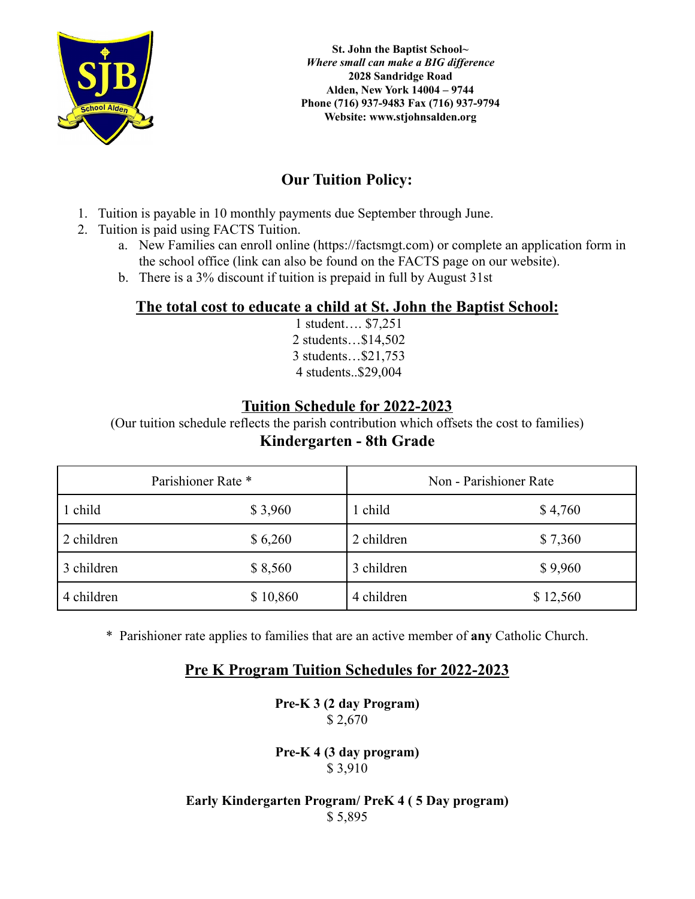**St. John the Baptist School~**
***Where small can make a BIG difference***
**2028 Sandridge Road**
**Alden, New York 14004 – 9744**
**Phone (716) 937-9483 Fax (716) 937-9794**
**Website: www.stjohnsalden.org**

## Our Tuition Policy:

1. Tuition is payable in 10 monthly payments due September through June.
2. Tuition is paid using FACTS Tuition.
   a. New Families can enroll online (https://factsmgt.com) or complete an application form in the school office (link can also be found on the FACTS page on our website).
   b. There is a 3% discount if tuition is prepaid in full by August 31st

## The total cost to educate a child at St. John the Baptist School:

1 student…. $7,251
2 students…$14,502
3 students…$21,753
4 students..$29,004

## Tuition Schedule for 2022-2023

(Our tuition schedule reflects the parish contribution which offsets the cost to families)

### Kindergarten - 8th Grade

| Parishioner Rate * | | Non - Parishioner Rate | |
|---|---|---|---|
| 1 child | $ 3,960 | 1 child | $ 4,760 |
| 2 children | $ 6,260 | 2 children | $ 7,360 |
| 3 children | $ 8,560 | 3 children | $ 9,960 |
| 4 children | $ 10,860 | 4 children | $ 12,560 |

* Parishioner rate applies to families that are an active member of **any** Catholic Church.

## Pre K Program Tuition Schedules for 2022-2023

**Pre-K 3 (2 day Program)**
$ 2,670

**Pre-K 4 (3 day program)**
$ 3,910

**Early Kindergarten Program/ PreK 4 ( 5 Day program)**
$ 5,895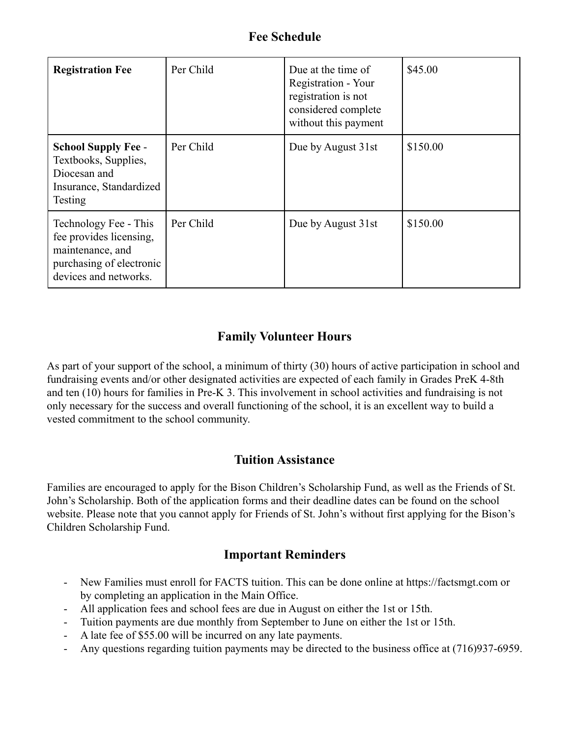## Fee Schedule

| | | | |
|---|---|---|---|
| **Registration Fee** | Per Child | Due at the time of Registration - Your registration is not considered complete without this payment | $45.00 |
| **School Supply Fee** - Textbooks, Supplies, Diocesan and Insurance, Standardized Testing | Per Child | Due by August 31st | $150.00 |
| Technology Fee - This fee provides licensing, maintenance, and purchasing of electronic devices and networks. | Per Child | Due by August 31st | $150.00 |

## Family Volunteer Hours

As part of your support of the school, a minimum of thirty (30) hours of active participation in school and fundraising events and/or other designated activities are expected of each family in Grades PreK 4-8th and ten (10) hours for families in Pre-K 3. This involvement in school activities and fundraising is not only necessary for the success and overall functioning of the school, it is an excellent way to build a vested commitment to the school community.

## Tuition Assistance

Families are encouraged to apply for the Bison Children's Scholarship Fund, as well as the Friends of St. John's Scholarship. Both of the application forms and their deadline dates can be found on the school website. Please note that you cannot apply for Friends of St. John's without first applying for the Bison's Children Scholarship Fund.

## Important Reminders

- New Families must enroll for FACTS tuition. This can be done online at https://factsmgt.com or by completing an application in the Main Office.
- All application fees and school fees are due in August on either the 1st or 15th.
- Tuition payments are due monthly from September to June on either the 1st or 15th.
- A late fee of $55.00 will be incurred on any late payments.
- Any questions regarding tuition payments may be directed to the business office at (716)937-6959.